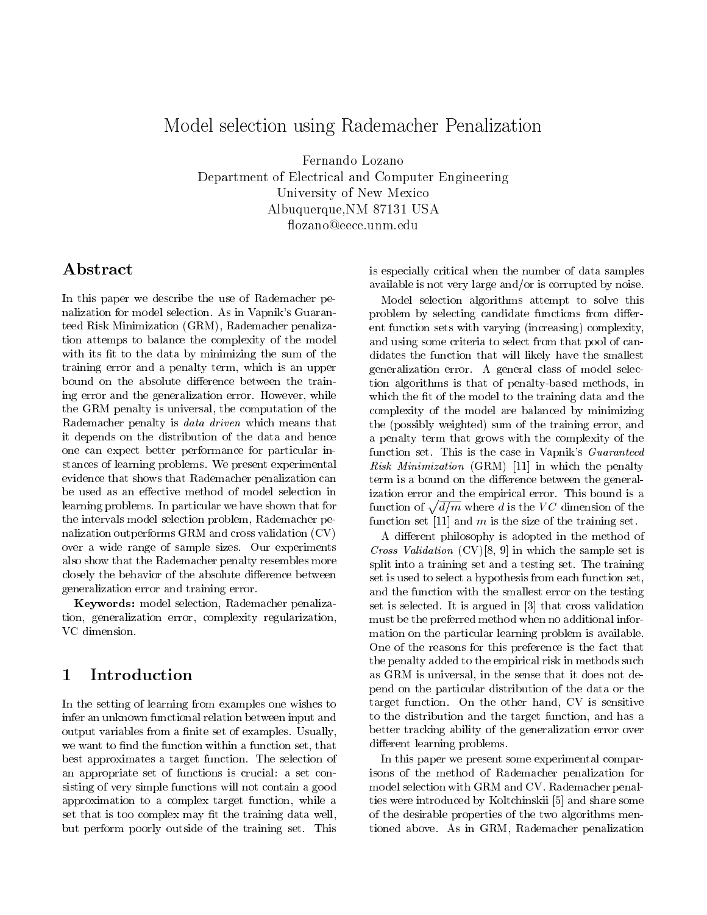# Model selection using Rademacher Penalization

Fernando Lozano
Department of Electrical and Computer Engineering
University of New Mexico
Albuquerque,NM 87131 USA
flozano@eece.unm.edu

## Abstract

In this paper we describe the use of Rademacher penalization for model selection. As in Vapnik's Guaranteed Risk Minimization (GRM), Rademacher penalization attemps to balance the complexity of the model with its fit to the data by minimizing the sum of the training error and a penalty term, which is an upper bound on the absolute difference between the training error and the generalization error. However, while the GRM penalty is universal, the computation of the Rademacher penalty is *data driven* which means that it depends on the distribution of the data and hence one can expect better performance for particular instances of learning problems. We present experimental evidence that shows that Rademacher penalization can be used as an effective method of model selection in learning problems. In particular we have shown that for the intervals model selection problem, Rademacher penalization outperforms GRM and cross validation (CV) over a wide range of sample sizes. Our experiments also show that the Rademacher penalty resembles more closely the behavior of the absolute difference between generalization error and training error.

**Keywords:** model selection, Rademacher penalization, generalization error, complexity regularization, VC dimension.

## 1 Introduction

In the setting of learning from examples one wishes to infer an unknown functional relation between input and output variables from a finite set of examples. Usually, we want to find the function within a function set, that best approximates a target function. The selection of an appropriate set of functions is crucial: a set consisting of very simple functions will not contain a good approximation to a complex target function, while a set that is too complex may fit the training data well, but perform poorly outside of the training set. This is especially critical when the number of data samples available is not very large and/or is corrupted by noise.

Model selection algorithms attempt to solve this problem by selecting candidate functions from different function sets with varying (increasing) complexity, and using some criteria to select from that pool of candidates the function that will likely have the smallest generalization error. A general class of model selection algorithms is that of penalty-based methods, in which the fit of the model to the training data and the complexity of the model are balanced by minimizing the (possibly weighted) sum of the training error, and a penalty term that grows with the complexity of the function set. This is the case in Vapnik's *Guaranteed Risk Minimization* (GRM) [11] in which the penalty term is a bound on the difference between the generalization error and the empirical error. This bound is a function of $\sqrt{d/m}$ where $d$ is the $VC$ dimension of the function set [11] and $m$ is the size of the training set.

A different philosophy is adopted in the method of *Cross Validation* (CV)[8, 9] in which the sample set is split into a training set and a testing set. The training set is used to select a hypothesis from each function set, and the function with the smallest error on the testing set is selected. It is argued in [3] that cross validation must be the preferred method when no additional information on the particular learning problem is available. One of the reasons for this preference is the fact that the penalty added to the empirical risk in methods such as GRM is universal, in the sense that it does not depend on the particular distribution of the data or the target function. On the other hand, CV is sensitive to the distribution and the target function, and has a better tracking ability of the generalization error over different learning problems.

In this paper we present some experimental comparisons of the method of Rademacher penalization for model selection with GRM and CV. Rademacher penalties were introduced by Koltchinskii [5] and share some of the desirable properties of the two algorithms mentioned above. As in GRM, Rademacher penalization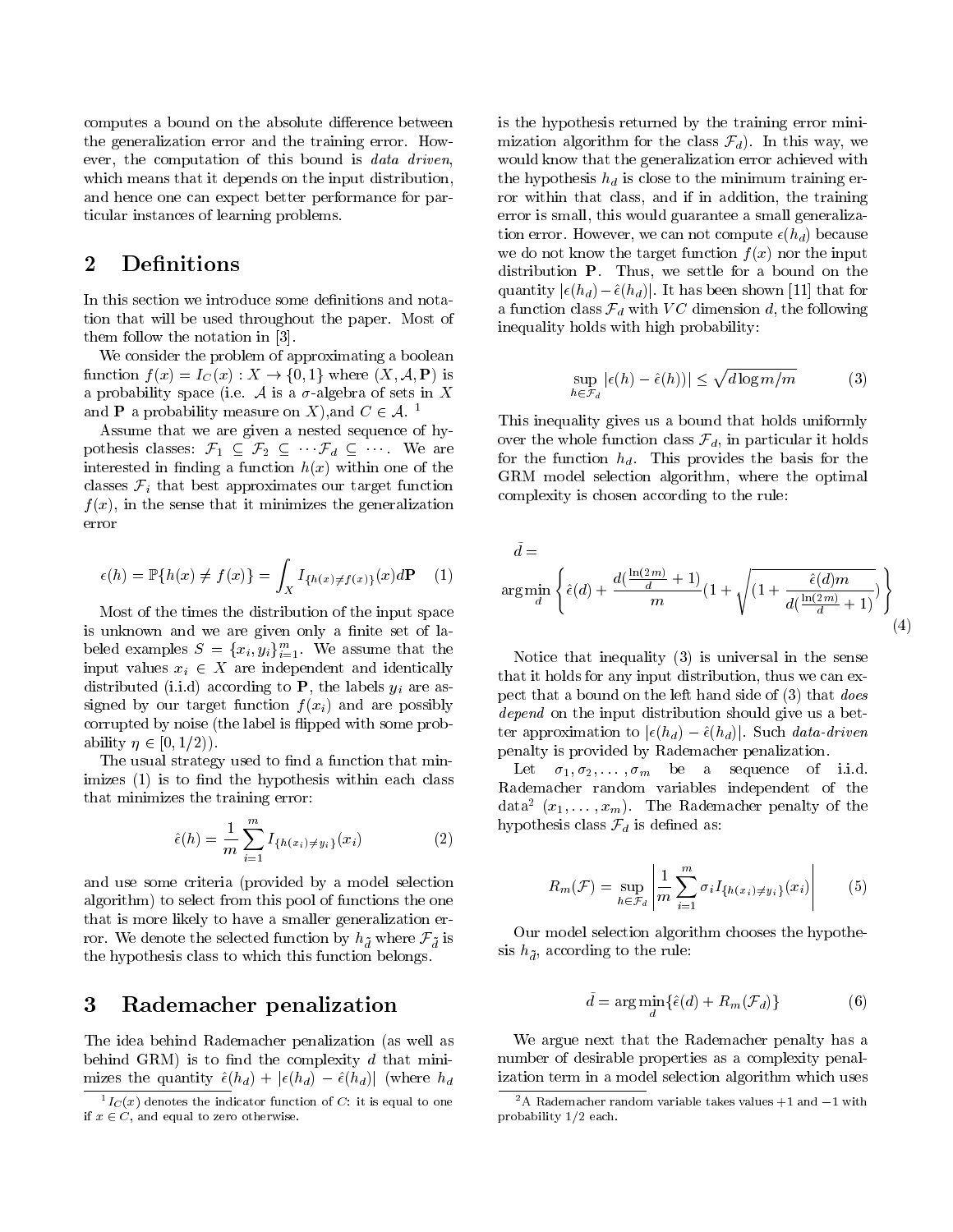computes a bound on the absolute difference between the generalization error and the training error. However, the computation of this bound is *data driven*, which means that it depends on the input distribution, and hence one can expect better performance for particular instances of learning problems.

## 2 Definitions

In this section we introduce some definitions and notation that will be used throughout the paper. Most of them follow the notation in [3].

We consider the problem of approximating a boolean function $f(x) = I_C(x) : X \to \{0,1\}$ where $(X, \mathcal{A}, \mathbf{P})$ is a probability space (i.e. $\mathcal{A}$ is a $\sigma$-algebra of sets in $X$ and $\mathbf{P}$ a probability measure on $X$),and $C \in \mathcal{A}$. [1]

Assume that we are given a nested sequence of hypothesis classes: $\mathcal{F}_1 \subseteq \mathcal{F}_2 \subseteq \cdots \mathcal{F}_d \subseteq \cdots$. We are interested in finding a function $h(x)$ within one of the classes $\mathcal{F}_i$ that best approximates our target function $f(x)$, in the sense that it minimizes the generalization error

$$\epsilon(h) = \mathbb{P}\{h(x) \neq f(x)\} = \int_X I_{\{h(x) \neq f(x)\}}(x) d\mathbf{P} \quad (1)$$

Most of the times the distribution of the input space is unknown and we are given only a finite set of labeled examples $S = \{x_i, y_i\}_{i=1}^m$. We assume that the input values $x_i \in X$ are independent and identically distributed (i.i.d) according to $\mathbf{P}$, the labels $y_i$ are assigned by our target function $f(x_i)$ and are possibly corrupted by noise (the label is flipped with some probability $\eta \in [0, 1/2)$).

The usual strategy used to find a function that minimizes (1) is to find the hypothesis within each class that minimizes the training error:

$$\hat{\epsilon}(h) = \frac{1}{m} \sum_{i=1}^{m} I_{\{h(x_i) \neq y_i\}}(x_i) \quad (2)$$

and use some criteria (provided by a model selection algorithm) to select from this pool of functions the one that is more likely to have a smaller generalization error. We denote the selected function by $h_{\tilde{d}}$ where $\mathcal{F}_{\tilde{d}}$ is the hypothesis class to which this function belongs.

## 3 Rademacher penalization

The idea behind Rademacher penalization (as well as behind GRM) is to find the complexity $d$ that minimizes the quantity $\hat{\epsilon}(h_d) + |\epsilon(h_d) - \hat{\epsilon}(h_d)|$ (where $h_d$ is the hypothesis returned by the training error minimization algorithm for the class $\mathcal{F}_d$). In this way, we would know that the generalization error achieved with the hypothesis $h_d$ is close to the minimum training error within that class, and if in addition, the training error is small, this would guarantee a small generalization error. However, we can not compute $\epsilon(h_d)$ because we do not know the target function $f(x)$ nor the input distribution $\mathbf{P}$. Thus, we settle for a bound on the quantity $|\epsilon(h_d) - \hat{\epsilon}(h_d)|$. It has been shown [11] that for a function class $\mathcal{F}_d$ with $VC$ dimension $d$, the following inequality holds with high probability:

$$\sup_{h \in \mathcal{F}_d} |\epsilon(h) - \hat{\epsilon}(h))| \leq \sqrt{d \log m / m} \quad (3)$$

This inequality gives us a bound that holds uniformly over the whole function class $\mathcal{F}_d$, in particular it holds for the function $h_d$. This provides the basis for the GRM model selection algorithm, where the optimal complexity is chosen according to the rule:

$$\tilde{d} = \arg\min_d \left\{ \hat{\epsilon}(d) + \frac{d(\frac{\ln(2m)}{d} + 1)}{m} (1 + \sqrt{(1 + \frac{\hat{\epsilon}(d) m}{d(\frac{\ln(2m)}{d} + 1)})} \right\} \quad (4)$$

Notice that inequality (3) is universal in the sense that it holds for any input distribution, thus we can expect that a bound on the left hand side of (3) that *does depend* on the input distribution should give us a better approximation to $|\epsilon(h_d) - \hat{\epsilon}(h_d)|$. Such *data-driven* penalty is provided by Rademacher penalization.

Let $\sigma_1, \sigma_2, \ldots, \sigma_m$ be a sequence of i.i.d. Rademacher random variables independent of the data[2] $(x_1, \ldots, x_m)$. The Rademacher penalty of the hypothesis class $\mathcal{F}_d$ is defined as:

$$R_m(\mathcal{F}) = \sup_{h \in \mathcal{F}_d} \left| \frac{1}{m} \sum_{i=1}^{m} \sigma_i I_{\{h(x_i) \neq y_i\}}(x_i) \right| \quad (5)$$

Our model selection algorithm chooses the hypothesis $h_{\tilde{d}}$, according to the rule:

$$\tilde{d} = \arg\min_d \{\hat{\epsilon}(d) + R_m(\mathcal{F}_d)\} \quad (6)$$

We argue next that the Rademacher penalty has a number of desirable properties as a complexity penalization term in a model selection algorithm which uses

[1] $I_C(x)$ denotes the indicator function of $C$: it is equal to one if $x \in C$, and equal to zero otherwise.

[2] A Rademacher random variable takes values $+1$ and $-1$ with probability $1/2$ each.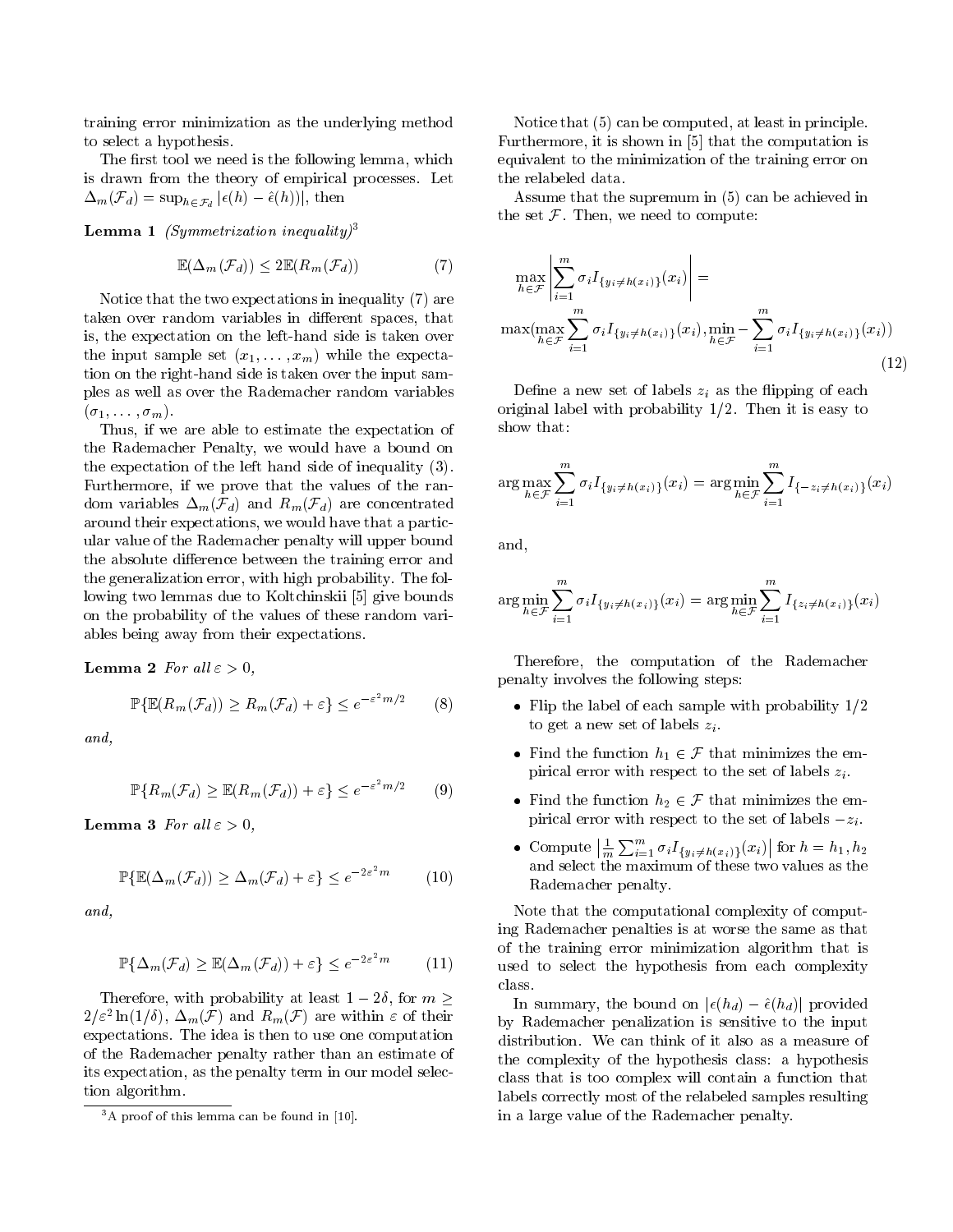training error minimization as the underlying method to select a hypothesis.

The first tool we need is the following lemma, which is drawn from the theory of empirical processes. Let $\Delta_m(\mathcal{F}_d) = \sup_{h \in \mathcal{F}_d} |\epsilon(h) - \hat{\epsilon}(h)|$, then

**Lemma 1** *(Symmetrization inequality)*[3]

$$\mathbb{E}(\Delta_m(\mathcal{F}_d)) \leq 2\mathbb{E}(R_m(\mathcal{F}_d)) \tag{7}$$

Notice that the two expectations in inequality (7) are taken over random variables in different spaces, that is, the expectation on the left-hand side is taken over the input sample set $(x_1, \ldots, x_m)$ while the expectation on the right-hand side is taken over the input samples as well as over the Rademacher random variables $(\sigma_1, \ldots, \sigma_m)$.

Thus, if we are able to estimate the expectation of the Rademacher Penalty, we would have a bound on the expectation of the left hand side of inequality (3). Furthermore, if we prove that the values of the random variables $\Delta_m(\mathcal{F}_d)$ and $R_m(\mathcal{F}_d)$ are concentrated around their expectations, we would have that a particular value of the Rademacher penalty will upper bound the absolute difference between the training error and the generalization error, with high probability. The following two lemmas due to Koltchinskii [5] give bounds on the probability of the values of these random variables being away from their expectations.

**Lemma 2** *For all $\varepsilon > 0$,*

$$\mathbb{P}\{\mathbb{E}(R_m(\mathcal{F}_d)) \geq R_m(\mathcal{F}_d) + \varepsilon\} \leq e^{-\varepsilon^2 m/2} \tag{8}$$

*and,*

$$\mathbb{P}\{R_m(\mathcal{F}_d) \geq \mathbb{E}(R_m(\mathcal{F}_d)) + \varepsilon\} \leq e^{-\varepsilon^2 m/2} \tag{9}$$

**Lemma 3** *For all $\varepsilon > 0$,*

$$\mathbb{P}\{\mathbb{E}(\Delta_m(\mathcal{F}_d)) \geq \Delta_m(\mathcal{F}_d) + \varepsilon\} \leq e^{-2\varepsilon^2 m} \tag{10}$$

*and,*

$$\mathbb{P}\{\Delta_m(\mathcal{F}_d) \geq \mathbb{E}(\Delta_m(\mathcal{F}_d)) + \varepsilon\} \leq e^{-2\varepsilon^2 m} \tag{11}$$

Therefore, with probability at least $1 - 2\delta$, for $m \geq 2/\varepsilon^2 \ln(1/\delta)$, $\Delta_m(\mathcal{F})$ and $R_m(\mathcal{F})$ are within $\varepsilon$ of their expectations. The idea is then to use one computation of the Rademacher penalty rather than an estimate of its expectation, as the penalty term in our model selection algorithm.

[3] A proof of this lemma can be found in [10].

Notice that (5) can be computed, at least in principle. Furthermore, it is shown in [5] that the computation is equivalent to the minimization of the training error on the relabeled data.

Assume that the supremum in (5) can be achieved in the set $\mathcal{F}$. Then, we need to compute:

$$\max_{h \in \mathcal{F}} \left| \sum_{i=1}^{m} \sigma_i I_{\{y_i \neq h(x_i)\}}(x_i) \right| =$$
$$\max(\max_{h \in \mathcal{F}} \sum_{i=1}^{m} \sigma_i I_{\{y_i \neq h(x_i)\}}(x_i), \min_{h \in \mathcal{F}} - \sum_{i=1}^{m} \sigma_i I_{\{y_i \neq h(x_i)\}}(x_i)) \tag{12}$$

Define a new set of labels $z_i$ as the flipping of each original label with probability $1/2$. Then it is easy to show that:

$$\arg\max_{h \in \mathcal{F}} \sum_{i=1}^{m} \sigma_i I_{\{y_i \neq h(x_i)\}}(x_i) = \arg\min_{h \in \mathcal{F}} \sum_{i=1}^{m} I_{\{-z_i \neq h(x_i)\}}(x_i)$$

and,

$$\arg\min_{h \in \mathcal{F}} \sum_{i=1}^{m} \sigma_i I_{\{y_i \neq h(x_i)\}}(x_i) = \arg\min_{h \in \mathcal{F}} \sum_{i=1}^{m} I_{\{z_i \neq h(x_i)\}}(x_i)$$

Therefore, the computation of the Rademacher penalty involves the following steps:

- Flip the label of each sample with probability $1/2$ to get a new set of labels $z_i$.
- Find the function $h_1 \in \mathcal{F}$ that minimizes the empirical error with respect to the set of labels $z_i$.
- Find the function $h_2 \in \mathcal{F}$ that minimizes the empirical error with respect to the set of labels $-z_i$.
- Compute $\left| \frac{1}{m} \sum_{i=1}^{m} \sigma_i I_{\{y_i \neq h(x_i)\}}(x_i) \right|$ for $h = h_1, h_2$ and select the maximum of these two values as the Rademacher penalty.

Note that the computational complexity of computing Rademacher penalties is at worse the same as that of the training error minimization algorithm that is used to select the hypothesis from each complexity class.

In summary, the bound on $|\epsilon(h_d) - \hat{\epsilon}(h_d)|$ provided by Rademacher penalization is sensitive to the input distribution. We can think of it also as a measure of the complexity of the hypothesis class: a hypothesis class that is too complex will contain a function that labels correctly most of the relabeled samples resulting in a large value of the Rademacher penalty.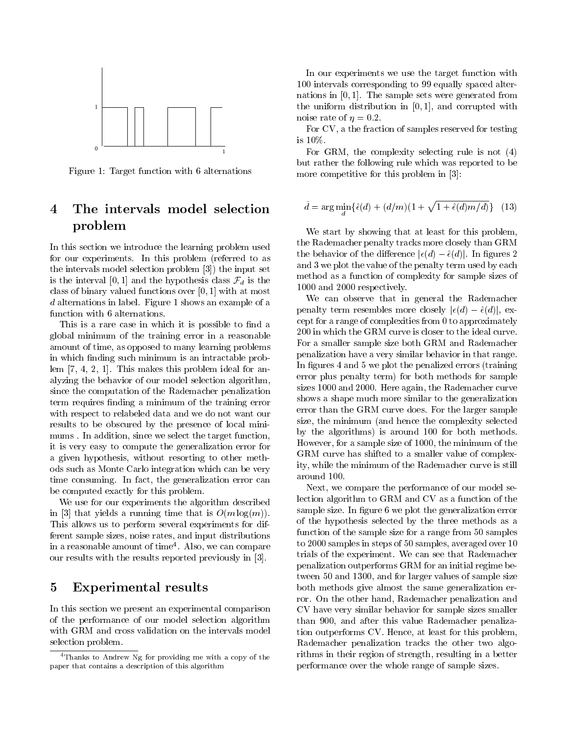Figure 1: Target function with 6 alternations

## 4 The intervals model selection problem

In this section we introduce the learning problem used for our experiments. In this problem (referred to as the intervals model selection problem [3]) the input set is the interval $[0, 1]$ and the hypothesis class $\mathcal{F}_d$ is the class of binary valued functions over $[0, 1]$ with at most $d$ alternations in label. Figure 1 shows an example of a function with 6 alternations.

This is a rare case in which it is possible to find a global minimum of the training error in a reasonable amount of time, as opposed to many learning problems in which finding such minimum is an intractable problem [7, 4, 2, 1]. This makes this problem ideal for analyzing the behavior of our model selection algorithm, since the computation of the Rademacher penalization term requires finding a minimum of the training error with respect to relabeled data and we do not want our results to be obscured by the presence of local minimums . In addition, since we select the target function, it is very easy to compute the generalization error for a given hypothesis, without resorting to other methods such as Monte Carlo integration which can be very time consuming. In fact, the generalization error can be computed exactly for this problem.

We use for our experiments the algorithm described in [3] that yields a running time that is $O(m \log(m))$. This allows us to perform several experiments for different sample sizes, noise rates, and input distributions in a reasonable amount of time[4]. Also, we can compare our results with the results reported previously in [3].

## 5 Experimental results

In this section we present an experimental comparison of the performance of our model selection algorithm with GRM and cross validation on the intervals model selection problem.

[4] Thanks to Andrew Ng for providing me with a copy of the paper that contains a description of this algorithm

In our experiments we use the target function with 100 intervals corresponding to 99 equally spaced alternations in $[0, 1]$. The sample sets were generated from the uniform distribution in $[0, 1]$, and corrupted with noise rate of $\eta = 0.2$.

For CV, a the fraction of samples reserved for testing is 10%.

For GRM, the complexity selecting rule is not (4) but rather the following rule which was reported to be more competitive for this problem in [3]:

$$\tilde{d} = \arg\min_{d}\{\hat{\epsilon}(d) + (d/m)(1 + \sqrt{1 + \hat{\epsilon}(d)m/d})\} \quad (13)$$

We start by showing that at least for this problem, the Rademacher penalty tracks more closely than GRM the behavior of the difference $|\epsilon(d) - \hat{\epsilon}(d)|$. In figures 2 and 3 we plot the value of the penalty term used by each method as a function of complexity for sample sizes of 1000 and 2000 respectively.

We can observe that in general the Rademacher penalty term resembles more closely $|\epsilon(d) - \hat{\epsilon}(d)|$, except for a range of complexities from 0 to approximately 200 in which the GRM curve is closer to the ideal curve. For a smaller sample size both GRM and Rademacher penalization have a very similar behavior in that range. In figures 4 and 5 we plot the penalized errors (training error plus penalty term) for both methods for sample sizes 1000 and 2000. Here again, the Rademacher curve shows a shape much more similar to the generalization error than the GRM curve does. For the larger sample size, the minimum (and hence the complexity selected by the algorithms) is around 100 for both methods. However, for a sample size of 1000, the minimum of the GRM curve has shifted to a smaller value of complexity, while the minimum of the Rademacher curve is still around 100.

Next, we compare the performance of our model selection algorithm to GRM and CV as a function of the sample size. In figure 6 we plot the generalization error of the hypothesis selected by the three methods as a function of the sample size for a range from 50 samples to 2000 samples in steps of 50 samples, averaged over 10 trials of the experiment. We can see that Rademacher penalization outperforms GRM for an initial regime between 50 and 1300, and for larger values of sample size both methods give almost the same generalization error. On the other hand, Rademacher penalization and CV have very similar behavior for sample sizes smaller than 900, and after this value Rademacher penalization outperforms CV. Hence, at least for this problem, Rademacher penalization tracks the other two algorithms in their region of strength, resulting in a better performance over the whole range of sample sizes.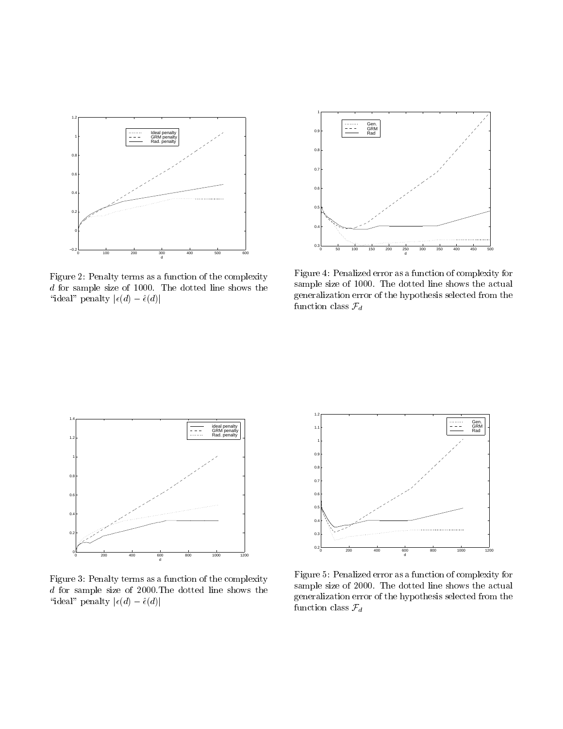Figure 2: Penalty terms as a function of the complexity $d$ for sample size of 1000. The dotted line shows the "ideal" penalty $|\epsilon(d) - \hat{\epsilon}(d)|$

Figure 4: Penalized error as a function of complexity for sample size of 1000. The dotted line shows the actual generalization error of the hypothesis selected from the function class $\mathcal{F}_d$

Figure 3: Penalty terms as a function of the complexity $d$ for sample size of 2000.The dotted line shows the "ideal" penalty $|\epsilon(d) - \hat{\epsilon}(d)|$

Figure 5: Penalized error as a function of complexity for sample size of 2000. The dotted line shows the actual generalization error of the hypothesis selected from the function class $\mathcal{F}_d$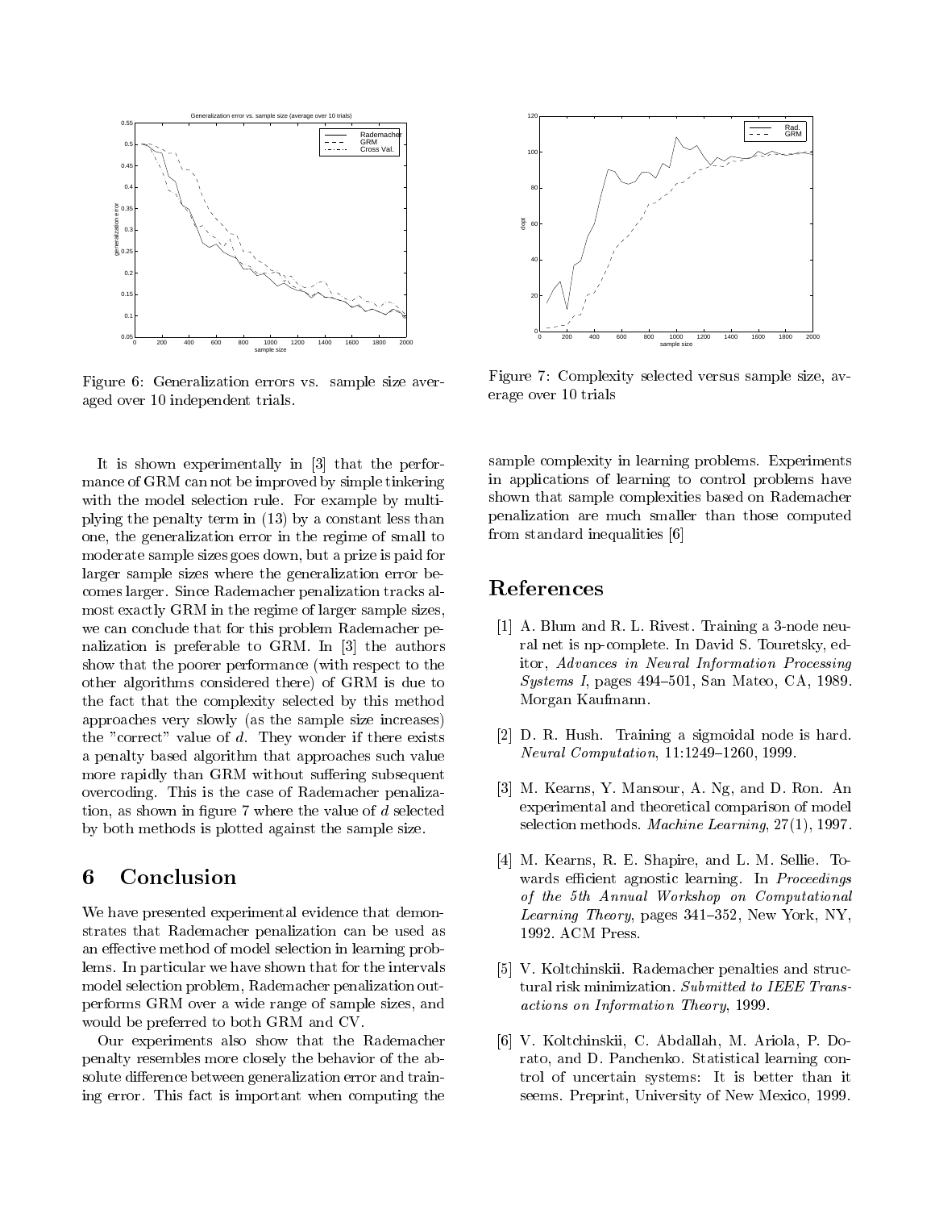Figure 6: Generalization errors vs. sample size averaged over 10 independent trials.

Figure 7: Complexity selected versus sample size, average over 10 trials

It is shown experimentally in [3] that the performance of GRM can not be improved by simple tinkering with the model selection rule. For example by multiplying the penalty term in (13) by a constant less than one, the generalization error in the regime of small to moderate sample sizes goes down, but a prize is paid for larger sample sizes where the generalization error becomes larger. Since Rademacher penalization tracks almost exactly GRM in the regime of larger sample sizes, we can conclude that for this problem Rademacher penalization is preferable to GRM. In [3] the authors show that the poorer performance (with respect to the other algorithms considered there) of GRM is due to the fact that the complexity selected by this method approaches very slowly (as the sample size increases) the "correct" value of $d$. They wonder if there exists a penalty based algorithm that approaches such value more rapidly than GRM without suffering subsequent overcoding. This is the case of Rademacher penalization, as shown in figure 7 where the value of $d$ selected by both methods is plotted against the sample size.

## 6 Conclusion

We have presented experimental evidence that demonstrates that Rademacher penalization can be used as an effective method of model selection in learning problems. In particular we have shown that for the intervals model selection problem, Rademacher penalization outperforms GRM over a wide range of sample sizes, and would be preferred to both GRM and CV.

Our experiments also show that the Rademacher penalty resembles more closely the behavior of the absolute difference between generalization error and training error. This fact is important when computing the sample complexity in learning problems. Experiments in applications of learning to control problems have shown that sample complexities based on Rademacher penalization are much smaller than those computed from standard inequalities [6]

## References

[1] A. Blum and R. L. Rivest. Training a 3-node neural net is np-complete. In David S. Touretsky, editor, *Advances in Neural Information Processing Systems I*, pages 494–501, San Mateo, CA, 1989. Morgan Kaufmann.

[2] D. R. Hush. Training a sigmoidal node is hard. *Neural Computation*, 11:1249–1260, 1999.

[3] M. Kearns, Y. Mansour, A. Ng, and D. Ron. An experimental and theoretical comparison of model selection methods. *Machine Learning*, 27(1), 1997.

[4] M. Kearns, R. E. Shapire, and L. M. Sellie. Towards efficient agnostic learning. In *Proceedings of the 5th Annual Workshop on Computational Learning Theory*, pages 341–352, New York, NY, 1992. ACM Press.

[5] V. Koltchinskii. Rademacher penalties and structural risk minimization. *Submitted to IEEE Transactions on Information Theory*, 1999.

[6] V. Koltchinskii, C. Abdallah, M. Ariola, P. Dorato, and D. Panchenko. Statistical learning control of uncertain systems: It is better than it seems. Preprint, University of New Mexico, 1999.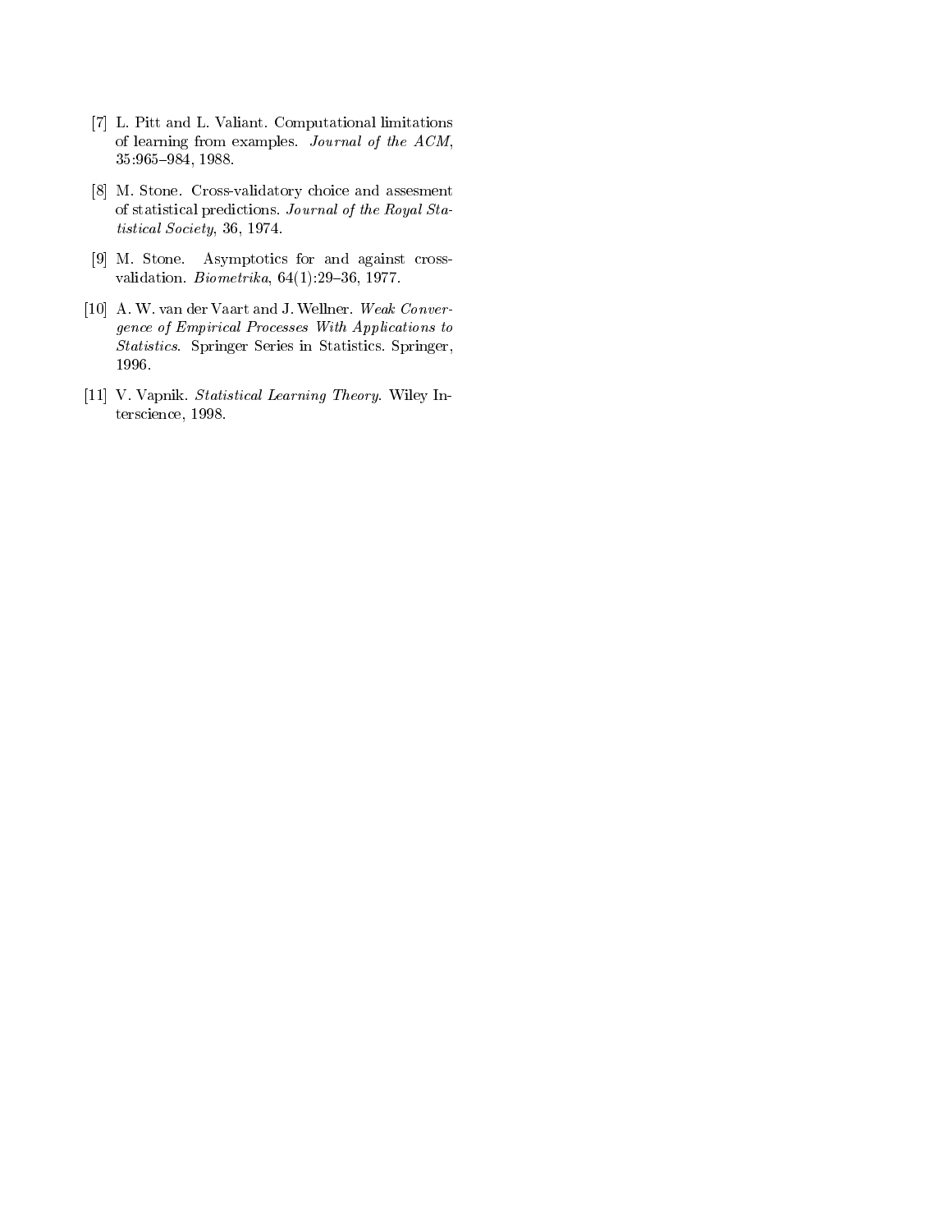[7] L. Pitt and L. Valiant. Computational limitations of learning from examples. *Journal of the ACM*, 35:965–984, 1988.

[8] M. Stone. Cross-validatory choice and assesment of statistical predictions. *Journal of the Royal Statistical Society*, 36, 1974.

[9] M. Stone. Asymptotics for and against cross-validation. *Biometrika*, 64(1):29–36, 1977.

[10] A. W. van der Vaart and J. Wellner. *Weak Convergence of Empirical Processes With Applications to Statistics*. Springer Series in Statistics. Springer, 1996.

[11] V. Vapnik. *Statistical Learning Theory*. Wiley Interscience, 1998.